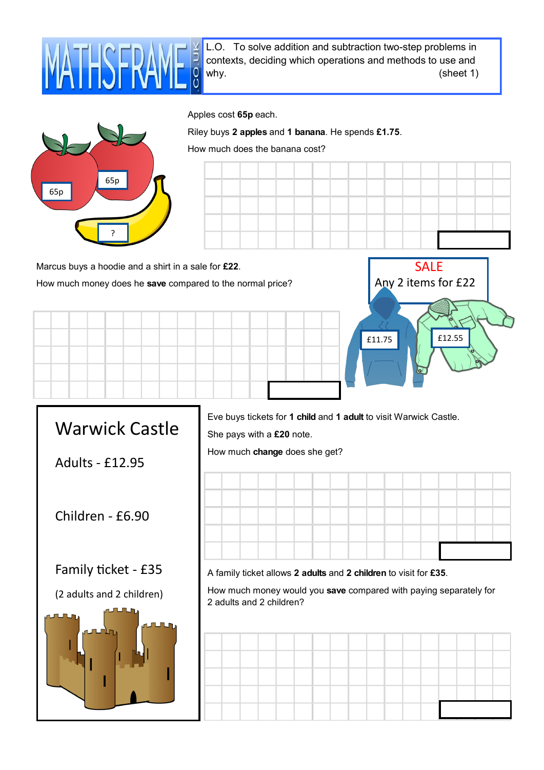MATHSFRAME.CO.UK

L.O. To solve addition and subtraction two-step problems in contexts, deciding which operations and methods to use and why. (sheet 1)

65p 65p ?

Apples cost **65p** each.

Riley buys **2 apples** and **1 banana**. He spends **£1.75**.

How much does the banana cost?

Marcus buys a hoodie and a shirt in a sale for **£22**.

How much money does he **save** compared to the normal price?

SALE
Any 2 items for £22

£11.75 £12.55

## Warwick Castle

Adults - £12.95

Children - £6.90

Family ticket - £35

(2 adults and 2 children)

Eve buys tickets for **1 child** and **1 adult** to visit Warwick Castle.

She pays with a **£20** note.

How much **change** does she get?

A family ticket allows **2 adults** and **2 children** to visit for **£35**.

How much money would you **save** compared with paying separately for 2 adults and 2 children?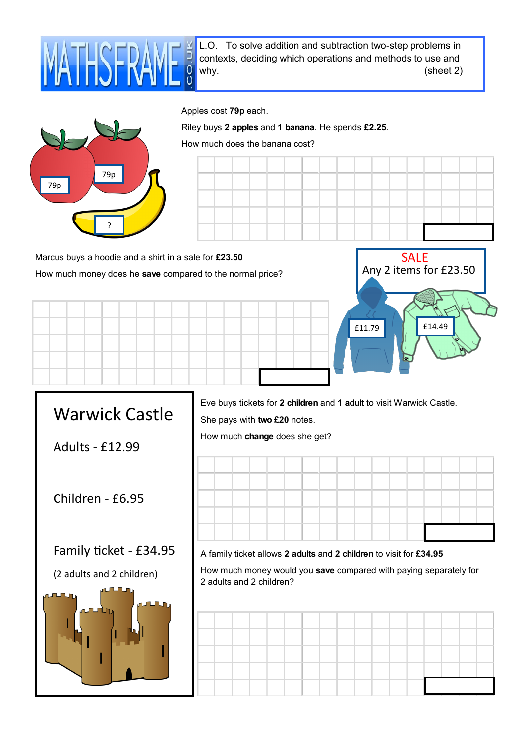MATHSFRAME.CO.UK

L.O. To solve addition and subtraction two-step problems in contexts, deciding which operations and methods to use and why. (sheet 2)

79p

79p

?

Apples cost **79p** each.

Riley buys **2 apples** and **1 banana**. He spends **£2.25**.

How much does the banana cost?

Marcus buys a hoodie and a shirt in a sale for **£23.50**

How much money does he **save** compared to the normal price?

SALE
Any 2 items for £23.50

£11.79

£14.49

# Warwick Castle

Adults - £12.99

Children - £6.95

Family ticket - £34.95

(2 adults and 2 children)

Eve buys tickets for **2 children** and **1 adult** to visit Warwick Castle.

She pays with **two £20** notes.

How much **change** does she get?

A family ticket allows **2 adults** and **2 children** to visit for **£34.95**

How much money would you **save** compared with paying separately for 2 adults and 2 children?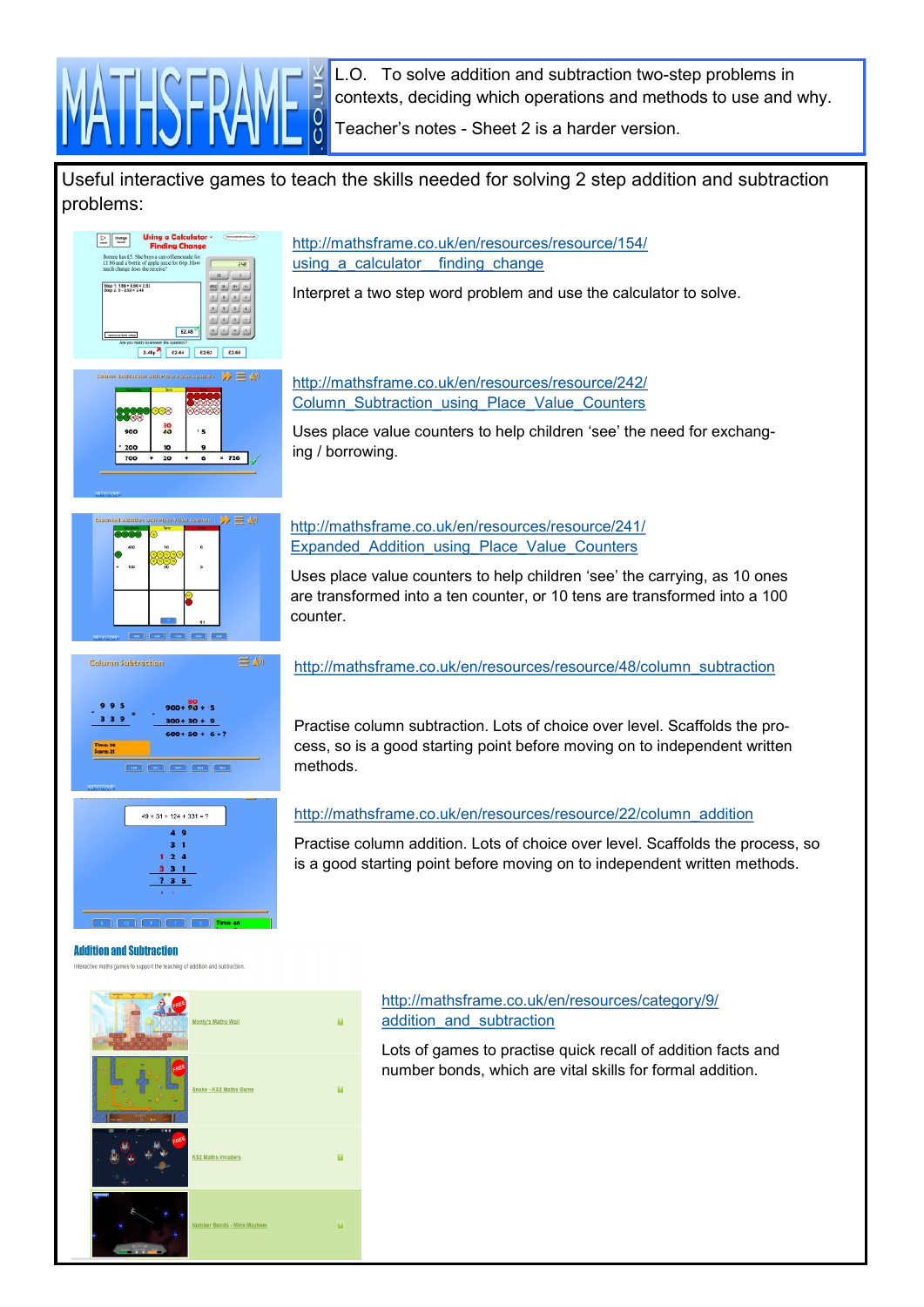L.O. To solve addition and subtraction two-step problems in contexts, deciding which operations and methods to use and why.

Teacher's notes - Sheet 2 is a harder version.

Useful interactive games to teach the skills needed for solving 2 step addition and subtraction problems:

http://mathsframe.co.uk/en/resources/resource/154/using_a_calculator__finding_change

Interpret a two step word problem and use the calculator to solve.

http://mathsframe.co.uk/en/resources/resource/242/Column_Subtraction_using_Place_Value_Counters

Uses place value counters to help children 'see' the need for exchanging / borrowing.

http://mathsframe.co.uk/en/resources/resource/241/Expanded_Addition_using_Place_Value_Counters

Uses place value counters to help children 'see' the carrying, as 10 ones are transformed into a ten counter, or 10 tens are transformed into a 100 counter.

http://mathsframe.co.uk/en/resources/resource/48/column_subtraction

Practise column subtraction. Lots of choice over level. Scaffolds the process, so is a good starting point before moving on to independent written methods.

http://mathsframe.co.uk/en/resources/resource/22/column_addition

Practise column addition. Lots of choice over level. Scaffolds the process, so is a good starting point before moving on to independent written methods.

**Addition and Subtraction**

Interactive maths games to support the teaching of addition and subtraction.

http://mathsframe.co.uk/en/resources/category/9/addition_and_subtraction

Lots of games to practise quick recall of addition facts and number bonds, which are vital skills for formal addition.